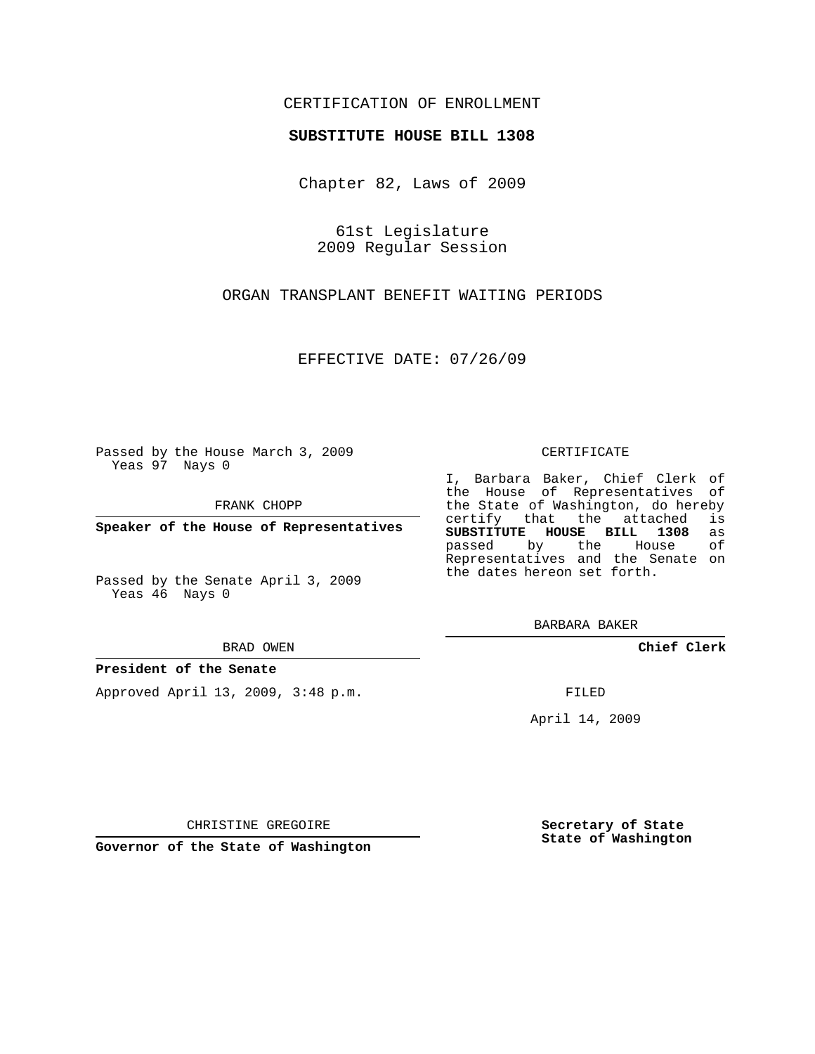CERTIFICATION OF ENROLLMENT

**SUBSTITUTE HOUSE BILL 1308**

Chapter 82, Laws of 2009

61st Legislature
2009 Regular Session

ORGAN TRANSPLANT BENEFIT WAITING PERIODS

EFFECTIVE DATE: 07/26/09

Passed by the House March 3, 2009
Yeas 97 Nays 0

FRANK CHOPP

**Speaker of the House of Representatives**

Passed by the Senate April 3, 2009
Yeas 46 Nays 0

BRAD OWEN

**President of the Senate**

Approved April 13, 2009, 3:48 p.m.

CHRISTINE GREGOIRE

**Governor of the State of Washington**

CERTIFICATE

I, Barbara Baker, Chief Clerk of the House of Representatives of the State of Washington, do hereby certify that the attached is **SUBSTITUTE HOUSE BILL 1308** as passed by the House of Representatives and the Senate on the dates hereon set forth.

BARBARA BAKER

**Chief Clerk**

FILED

April 14, 2009

**Secretary of State**
**State of Washington**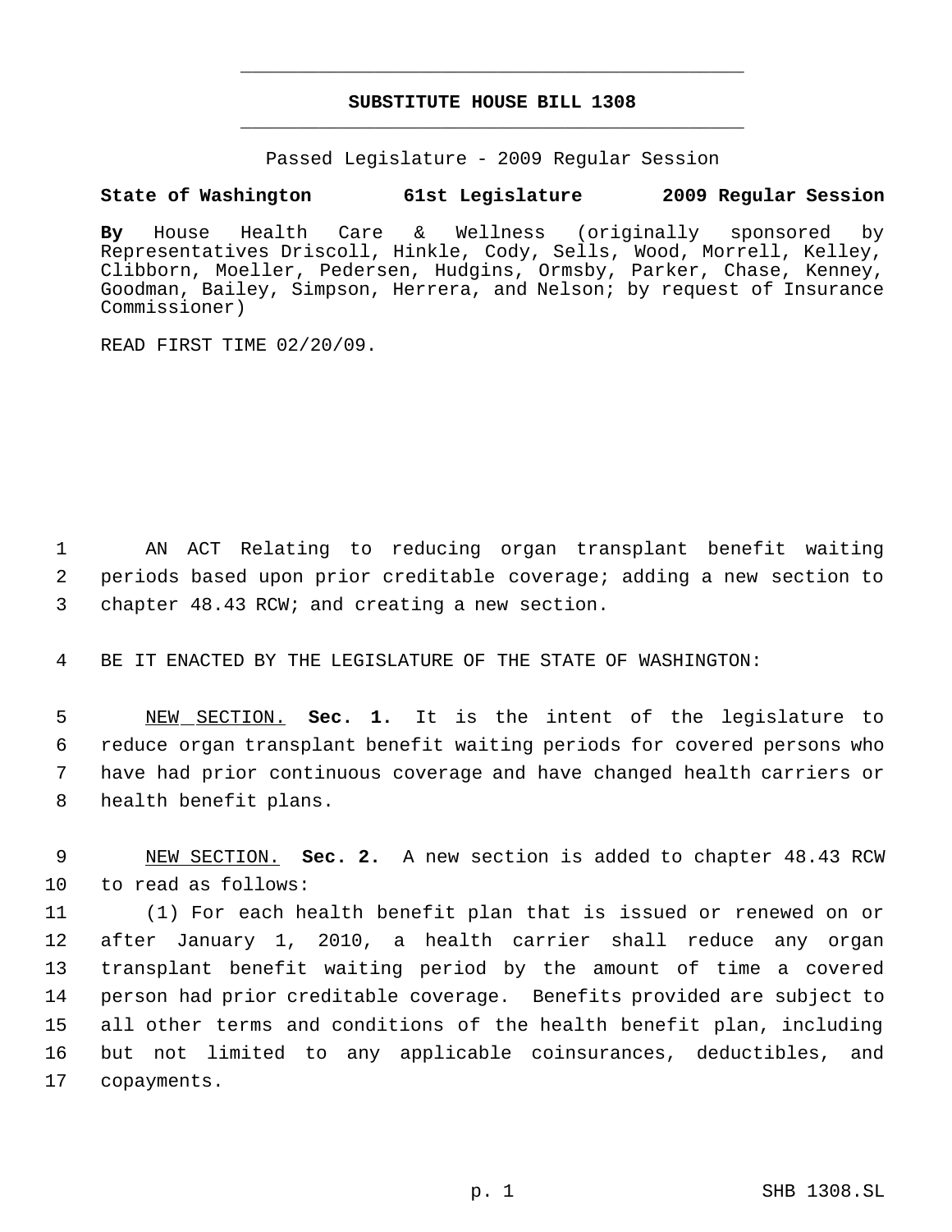# SUBSTITUTE HOUSE BILL 1308

Passed Legislature - 2009 Regular Session

**State of Washington 61st Legislature 2009 Regular Session**

**By** House Health Care & Wellness (originally sponsored by Representatives Driscoll, Hinkle, Cody, Sells, Wood, Morrell, Kelley, Clibborn, Moeller, Pedersen, Hudgins, Ormsby, Parker, Chase, Kenney, Goodman, Bailey, Simpson, Herrera, and Nelson; by request of Insurance Commissioner)

READ FIRST TIME 02/20/09.

AN ACT Relating to reducing organ transplant benefit waiting periods based upon prior creditable coverage; adding a new section to chapter 48.43 RCW; and creating a new section.

BE IT ENACTED BY THE LEGISLATURE OF THE STATE OF WASHINGTON:

NEW SECTION. **Sec. 1.** It is the intent of the legislature to reduce organ transplant benefit waiting periods for covered persons who have had prior continuous coverage and have changed health carriers or health benefit plans.

NEW SECTION. **Sec. 2.** A new section is added to chapter 48.43 RCW to read as follows:

(1) For each health benefit plan that is issued or renewed on or after January 1, 2010, a health carrier shall reduce any organ transplant benefit waiting period by the amount of time a covered person had prior creditable coverage. Benefits provided are subject to all other terms and conditions of the health benefit plan, including but not limited to any applicable coinsurances, deductibles, and copayments.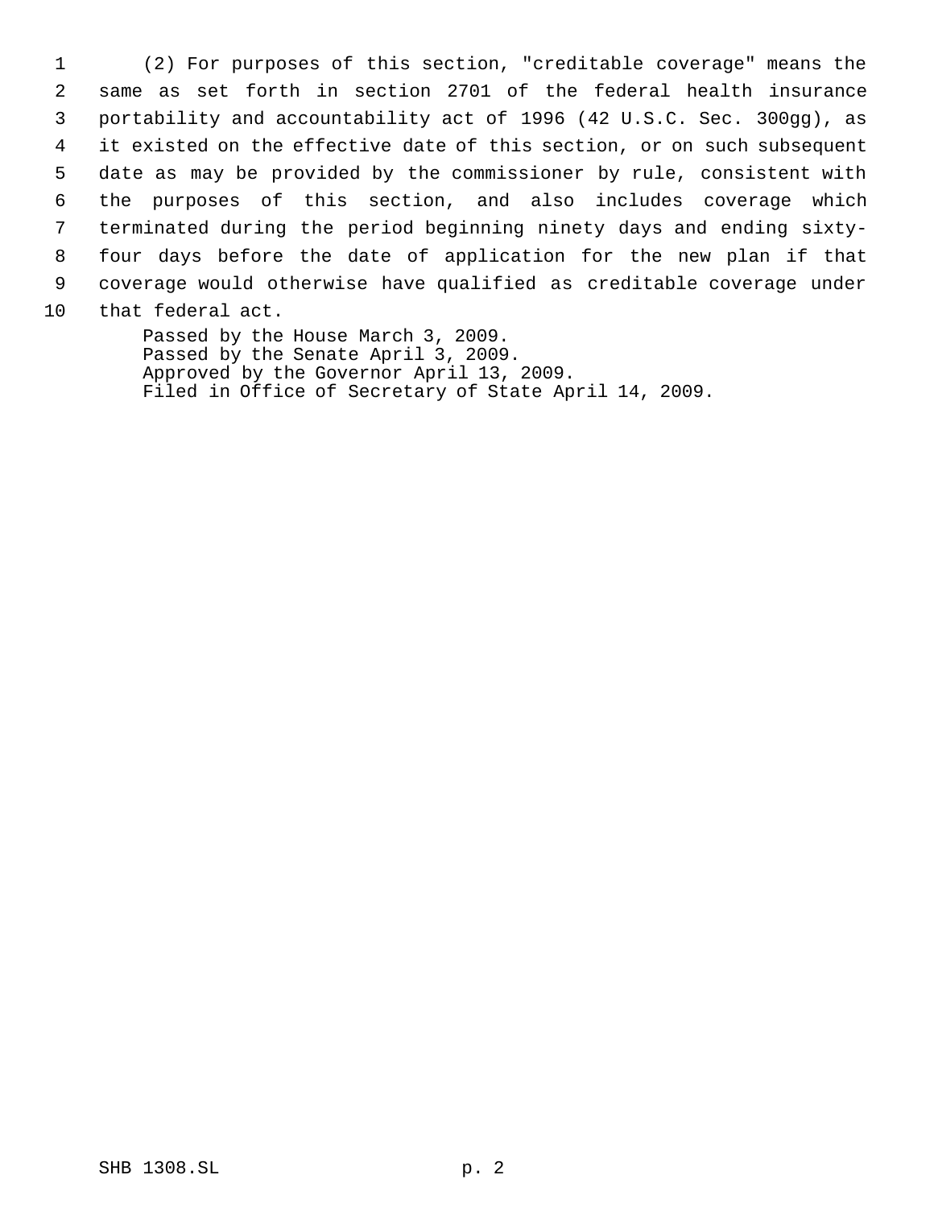(2) For purposes of this section, "creditable coverage" means the same as set forth in section 2701 of the federal health insurance portability and accountability act of 1996 (42 U.S.C. Sec. 300gg), as it existed on the effective date of this section, or on such subsequent date as may be provided by the commissioner by rule, consistent with the purposes of this section, and also includes coverage which terminated during the period beginning ninety days and ending sixty-four days before the date of application for the new plan if that coverage would otherwise have qualified as creditable coverage under that federal act.

Passed by the House March 3, 2009.
Passed by the Senate April 3, 2009.
Approved by the Governor April 13, 2009.
Filed in Office of Secretary of State April 14, 2009.